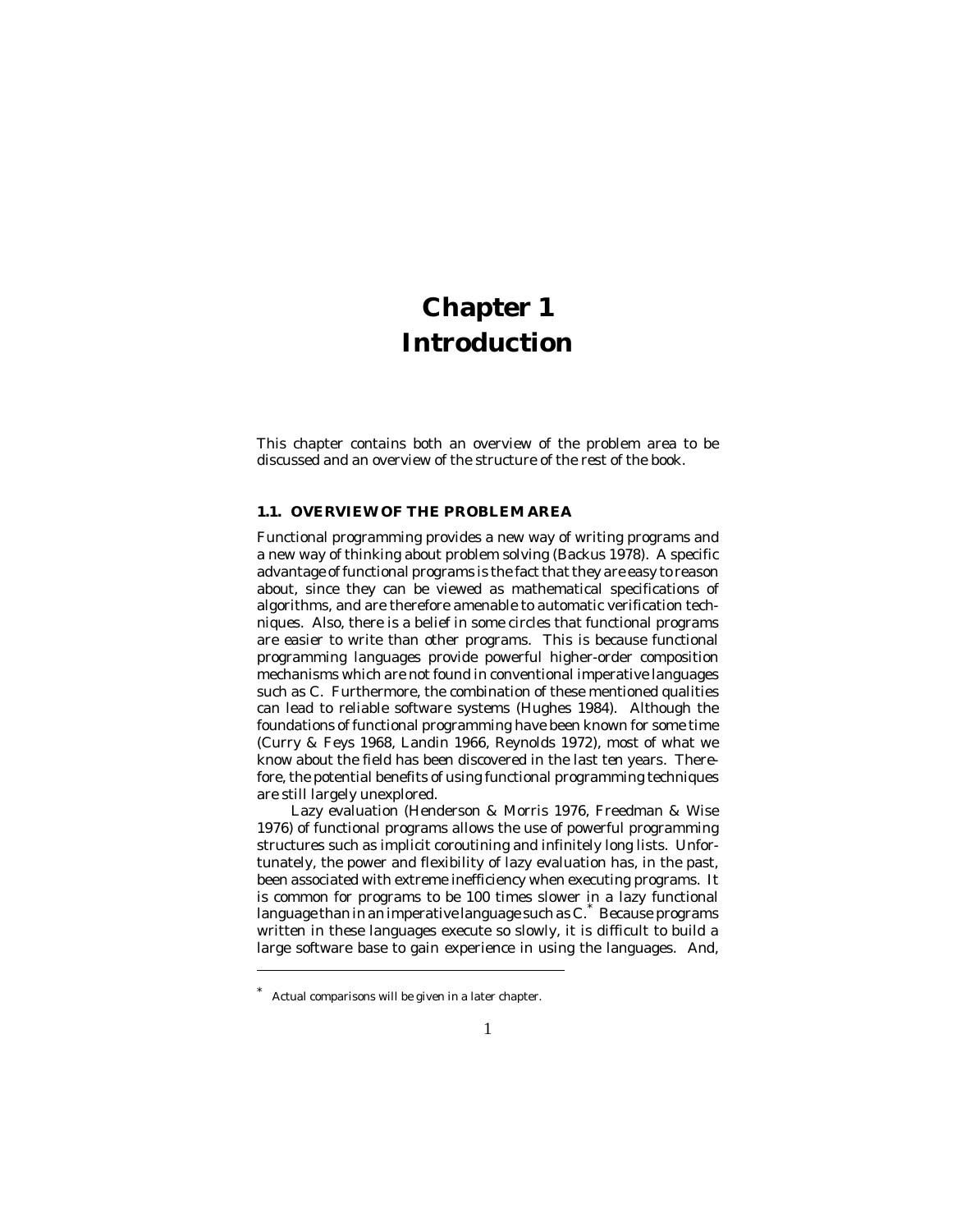# Chapter 1
# Introduction

This chapter contains both an overview of the problem area to be discussed and an overview of the structure of the rest of the book.

## 1.1. OVERVIEW OF THE PROBLEM AREA

Functional programming provides a new way of writing programs and a new way of thinking about problem solving (Backus 1978). A specific advantage of functional programs is the fact that they are easy to reason about, since they can be viewed as mathematical specifications of algorithms, and are therefore amenable to automatic verification techniques. Also, there is a belief in some circles that functional programs are easier to write than other programs. This is because functional programming languages provide powerful higher-order composition mechanisms which are not found in conventional imperative languages such as C. Furthermore, the combination of these mentioned qualities can lead to reliable software systems (Hughes 1984). Although the foundations of functional programming have been known for some time (Curry & Feys 1968, Landin 1966, Reynolds 1972), most of what we know about the field has been discovered in the last ten years. Therefore, the potential benefits of using functional programming techniques are still largely unexplored.

Lazy evaluation (Henderson & Morris 1976, Freedman & Wise 1976) of functional programs allows the use of powerful programming structures such as implicit coroutining and infinitely long lists. Unfortunately, the power and flexibility of lazy evaluation has, in the past, been associated with extreme inefficiency when executing programs. It is common for programs to be 100 times slower in a lazy functional language than in an imperative language such as C.* Because programs written in these languages execute so slowly, it is difficult to build a large software base to gain experience in using the languages. And,

* Actual comparisons will be given in a later chapter.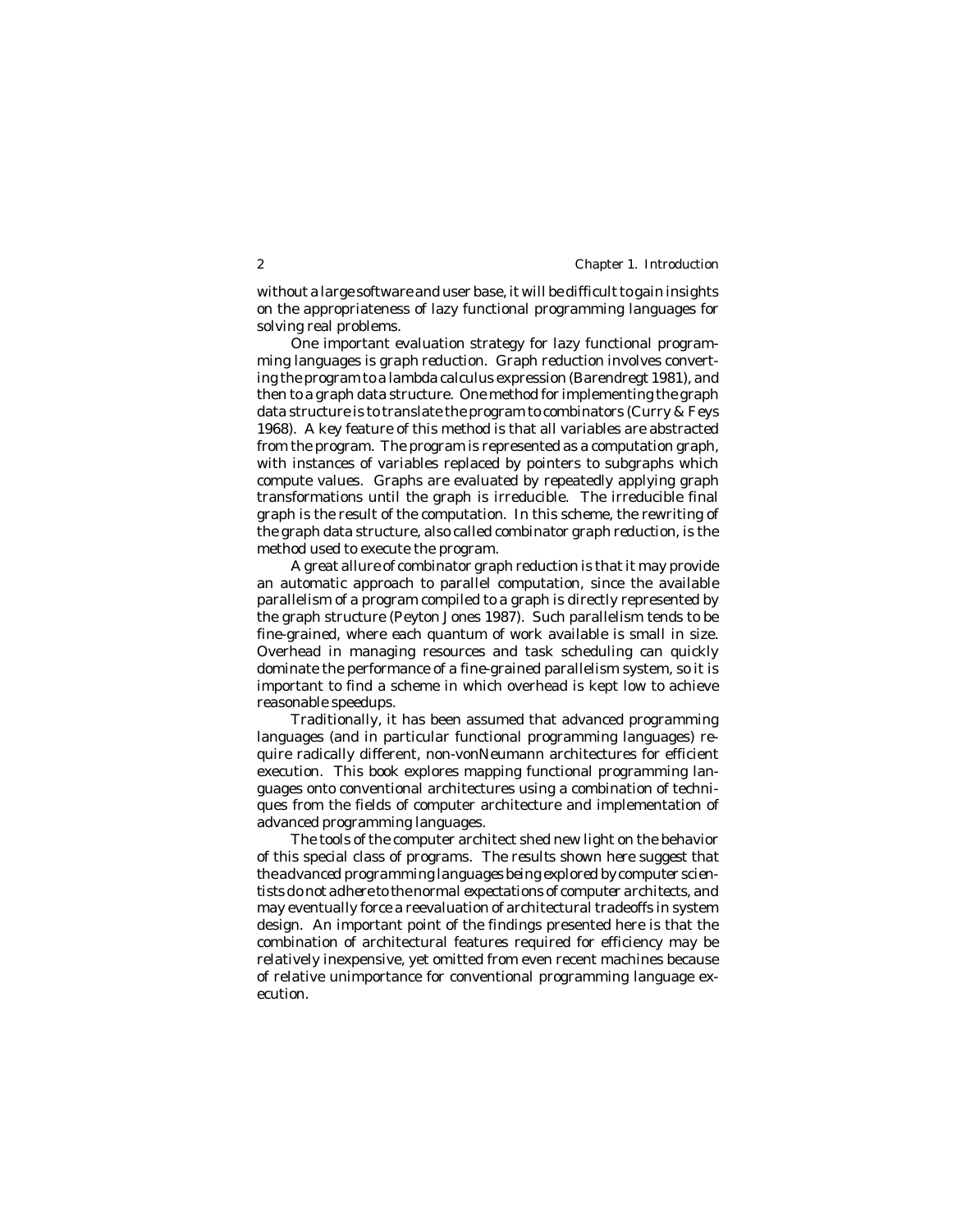without a large software and user base, it will be difficult to gain insights on the appropriateness of lazy functional programming languages for solving real problems.

One important evaluation strategy for lazy functional programming languages is graph reduction. Graph reduction involves converting the program to a lambda calculus expression (Barendregt 1981), and then to a graph data structure. One method for implementing the graph data structure is to translate the program to combinators (Curry & Feys 1968). A key feature of this method is that all variables are abstracted from the program. The program is represented as a computation graph, with instances of variables replaced by pointers to subgraphs which compute values. Graphs are evaluated by repeatedly applying graph transformations until the graph is irreducible. The irreducible final graph is the result of the computation. In this scheme, the rewriting of the graph data structure, also called combinator graph reduction, is the method used to execute the program.

A great allure of combinator graph reduction is that it may provide an automatic approach to parallel computation, since the available parallelism of a program compiled to a graph is directly represented by the graph structure (Peyton Jones 1987). Such parallelism tends to be fine-grained, where each quantum of work available is small in size. Overhead in managing resources and task scheduling can quickly dominate the performance of a fine-grained parallelism system, so it is important to find a scheme in which overhead is kept low to achieve reasonable speedups.

Traditionally, it has been assumed that advanced programming languages (and in particular functional programming languages) require radically different, non-vonNeumann architectures for efficient execution. This book explores mapping functional programming languages onto conventional architectures using a combination of techniques from the fields of computer architecture and implementation of advanced programming languages.

The tools of the computer architect shed new light on the behavior of this special class of programs. The results shown here suggest that the advanced programming languages being explored by computer scientists do not adhere to the normal expectations of computer architects, and may eventually force a reevaluation of architectural tradeoffs in system design. An important point of the findings presented here is that the combination of architectural features required for efficiency may be relatively inexpensive, yet omitted from even recent machines because of relative unimportance for conventional programming language execution.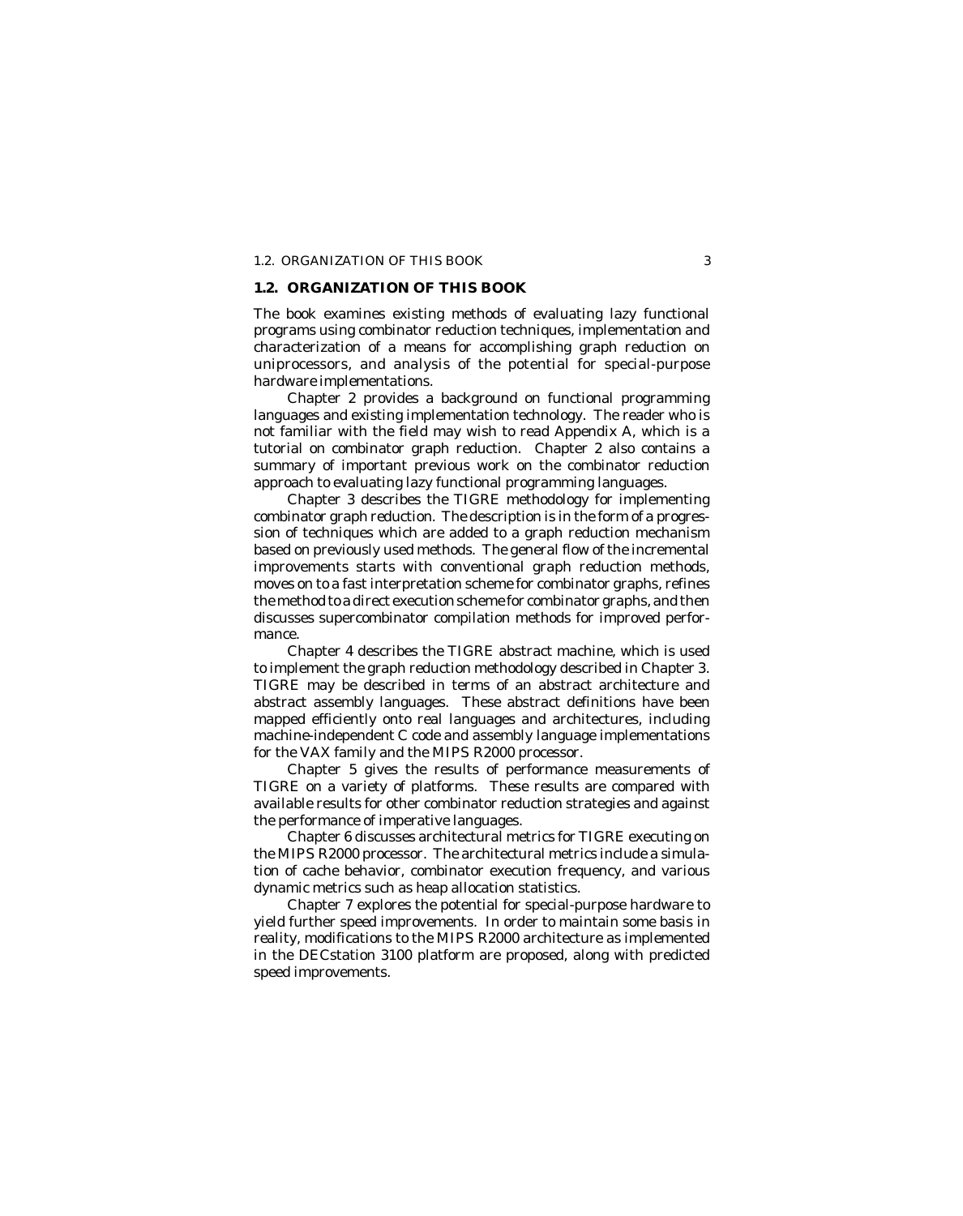## 1.2. ORGANIZATION OF THIS BOOK

The book examines existing methods of evaluating lazy functional programs using combinator reduction techniques, implementation and characterization of a means for accomplishing graph reduction on uniprocessors, and analysis of the potential for special-purpose hardware implementations.

Chapter 2 provides a background on functional programming languages and existing implementation technology. The reader who is not familiar with the field may wish to read Appendix A, which is a tutorial on combinator graph reduction. Chapter 2 also contains a summary of important previous work on the combinator reduction approach to evaluating lazy functional programming languages.

Chapter 3 describes the TIGRE methodology for implementing combinator graph reduction. The description is in the form of a progression of techniques which are added to a graph reduction mechanism based on previously used methods. The general flow of the incremental improvements starts with conventional graph reduction methods, moves on to a fast interpretation scheme for combinator graphs, refines the method to a direct execution scheme for combinator graphs, and then discusses supercombinator compilation methods for improved performance.

Chapter 4 describes the TIGRE abstract machine, which is used to implement the graph reduction methodology described in Chapter 3. TIGRE may be described in terms of an abstract architecture and abstract assembly languages. These abstract definitions have been mapped efficiently onto real languages and architectures, including machine-independent C code and assembly language implementations for the VAX family and the MIPS R2000 processor.

Chapter 5 gives the results of performance measurements of TIGRE on a variety of platforms. These results are compared with available results for other combinator reduction strategies and against the performance of imperative languages.

Chapter 6 discusses architectural metrics for TIGRE executing on the MIPS R2000 processor. The architectural metrics include a simulation of cache behavior, combinator execution frequency, and various dynamic metrics such as heap allocation statistics.

Chapter 7 explores the potential for special-purpose hardware to yield further speed improvements. In order to maintain some basis in reality, modifications to the MIPS R2000 architecture as implemented in the DECstation 3100 platform are proposed, along with predicted speed improvements.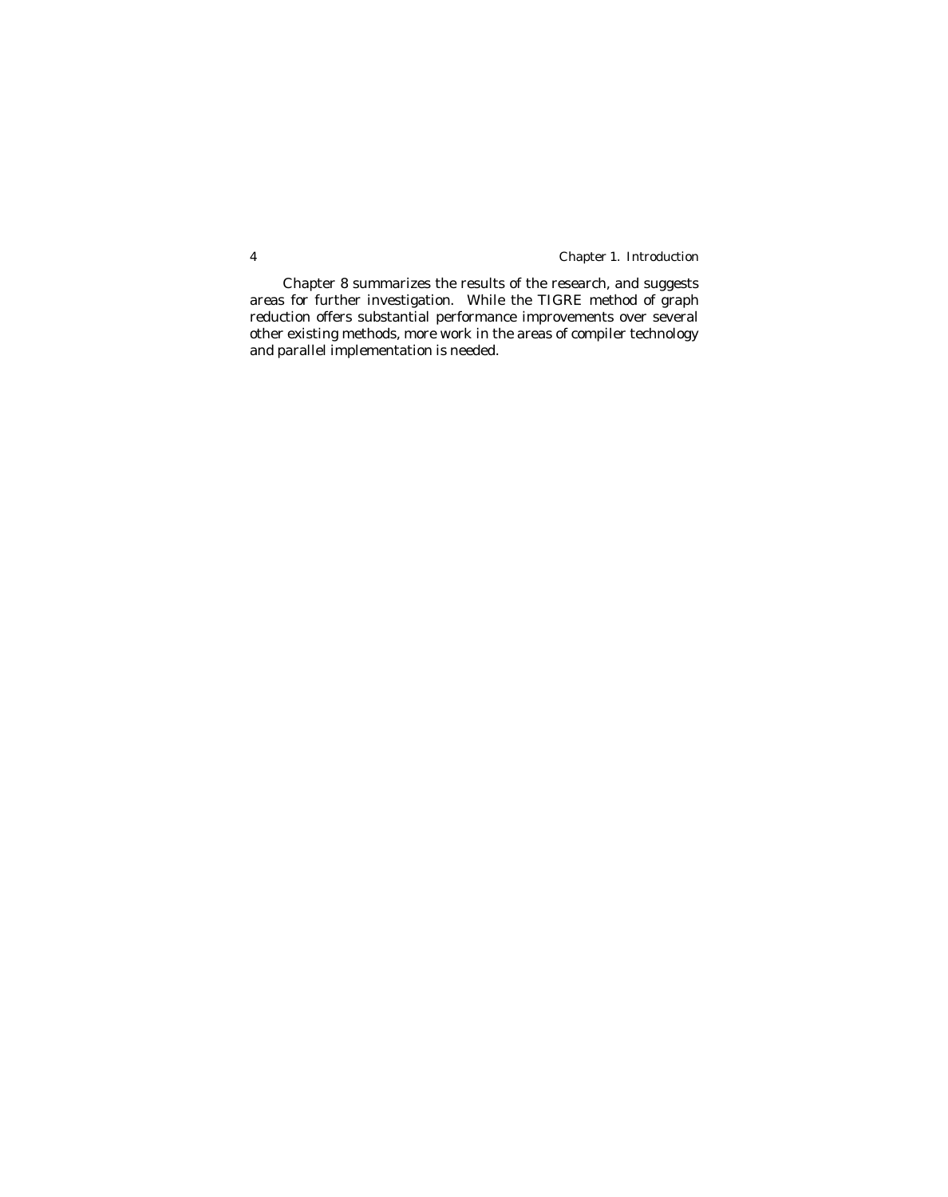Chapter 8 summarizes the results of the research, and suggests areas for further investigation. While the TIGRE method of graph reduction offers substantial performance improvements over several other existing methods, more work in the areas of compiler technology and parallel implementation is needed.